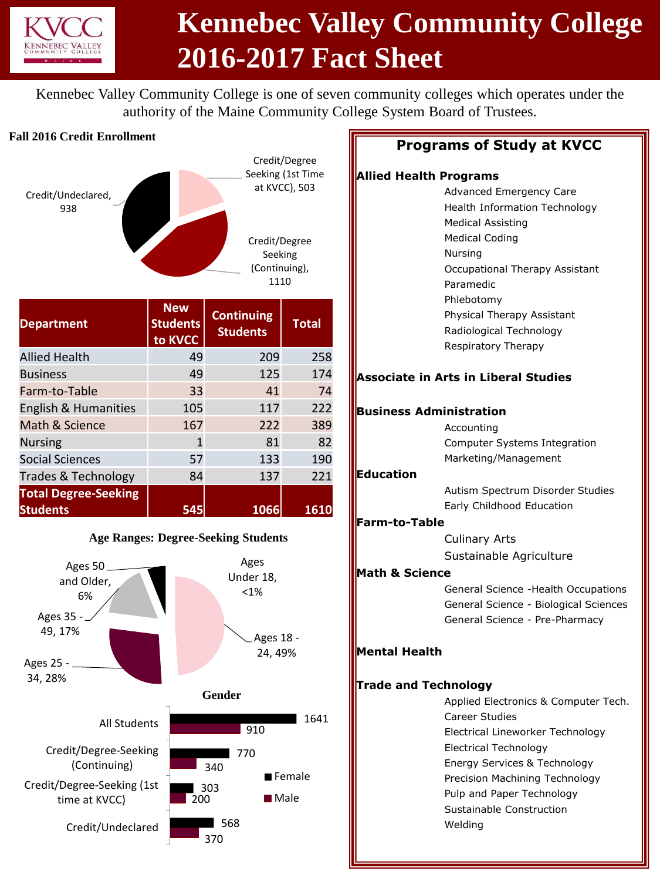# Kennebec Valley Community College 2016-2017 Fact Sheet

Kennebec Valley Community College is one of seven community colleges which operates under the authority of the Maine Community College System Board of Trustees.

## Fall 2016 Credit Enrollment

- Credit/Undeclared, 938
- Credit/Degree Seeking (1st Time at KVCC), 503
- Credit/Degree Seeking (Continuing), 1110

| Department | New Students to KVCC | Continuing Students | Total |
|---|---|---|---|
| Allied Health | 49 | 209 | 258 |
| Business | 49 | 125 | 174 |
| Farm-to-Table | 33 | 41 | 74 |
| English & Humanities | 105 | 117 | 222 |
| Math & Science | 167 | 222 | 389 |
| Nursing | 1 | 81 | 82 |
| Social Sciences | 57 | 133 | 190 |
| Trades & Technology | 84 | 137 | 221 |
| **Total Degree-Seeking Students** | **545** | **1066** | **1610** |

### Age Ranges: Degree-Seeking Students

- Ages Under 18, <1%
- Ages 18 - 24, 49%
- Ages 25 - 34, 28%
- Ages 35 - 49, 17%
- Ages 50 and Older, 6%

### Gender

| | Female | Male |
|---|---|---|
| All Students | 1641 | 910 |
| Credit/Degree-Seeking (Continuing) | 770 | 340 |
| Credit/Degree-Seeking (1st time at KVCC) | 303 | 200 |
| Credit/Undeclared | 568 | 370 |

## Programs of Study at KVCC

**Allied Health Programs**
- Advanced Emergency Care
- Health Information Technology
- Medical Assisting
- Medical Coding
- Nursing
- Occupational Therapy Assistant
- Paramedic
- Phlebotomy
- Physical Therapy Assistant
- Radiological Technology
- Respiratory Therapy

**Associate in Arts in Liberal Studies**

**Business Administration**
- Accounting
- Computer Systems Integration
- Marketing/Management

**Education**
- Autism Spectrum Disorder Studies
- Early Childhood Education

**Farm-to-Table**
- Culinary Arts
- Sustainable Agriculture

**Math & Science**
- General Science -Health Occupations
- General Science - Biological Sciences
- General Science - Pre-Pharmacy

**Mental Health**

**Trade and Technology**
- Applied Electronics & Computer Tech.
- Career Studies
- Electrical Lineworker Technology
- Electrical Technology
- Energy Services & Technology
- Precision Machining Technology
- Pulp and Paper Technology
- Sustainable Construction
- Welding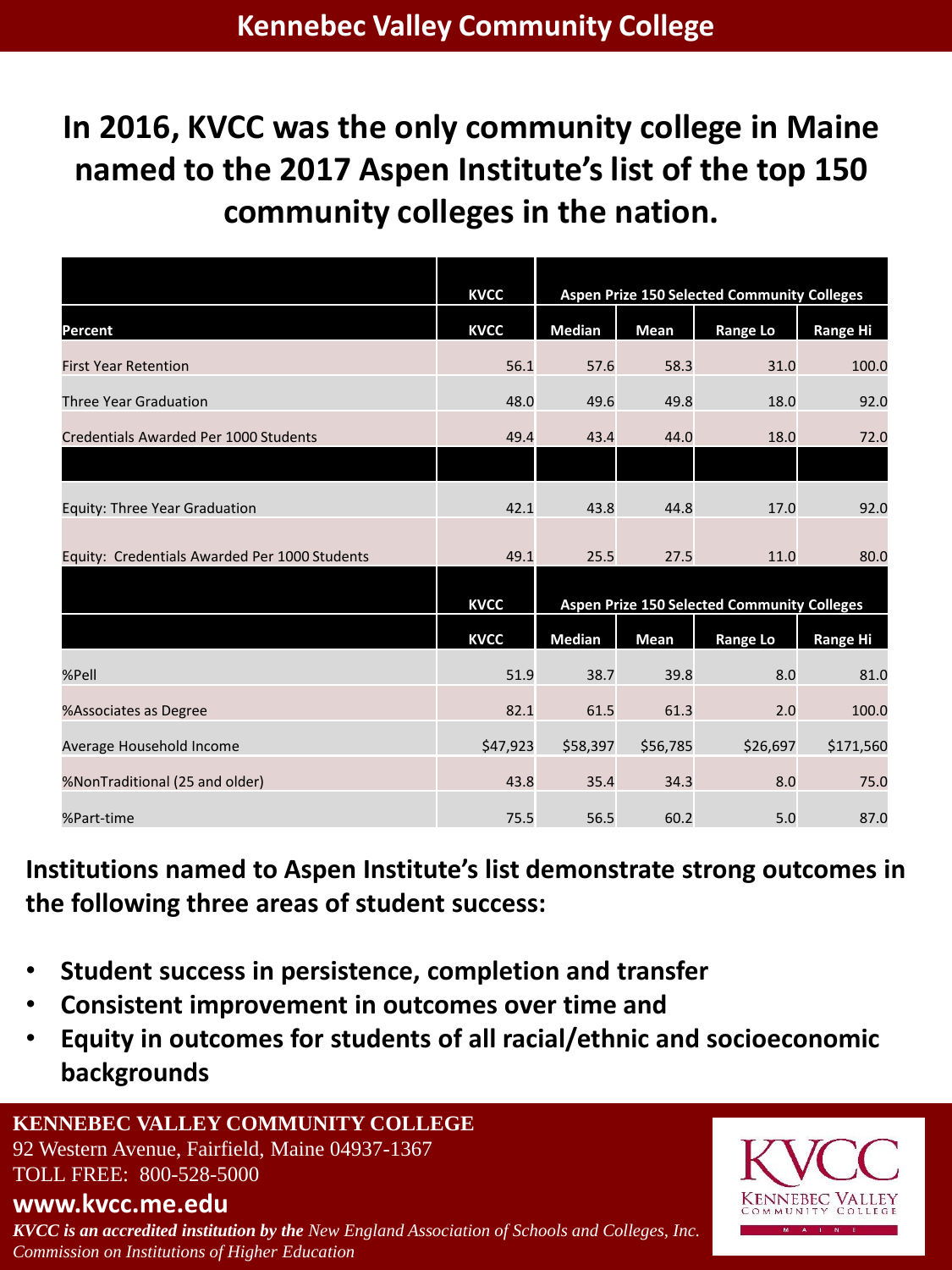# Kennebec Valley Community College

## In 2016, KVCC was the only community college in Maine named to the 2017 Aspen Institute's list of the top 150 community colleges in the nation.

| | KVCC | Aspen Prize 150 Selected Community Colleges | | | |
|---|---|---|---|---|---|
| **Percent** | **KVCC** | **Median** | **Mean** | **Range Lo** | **Range Hi** |
| First Year Retention | 56.1 | 57.6 | 58.3 | 31.0 | 100.0 |
| Three Year Graduation | 48.0 | 49.6 | 49.8 | 18.0 | 92.0 |
| Credentials Awarded Per 1000 Students | 49.4 | 43.4 | 44.0 | 18.0 | 72.0 |
| | | | | | |
| Equity: Three Year Graduation | 42.1 | 43.8 | 44.8 | 17.0 | 92.0 |
| Equity: Credentials Awarded Per 1000 Students | 49.1 | 25.5 | 27.5 | 11.0 | 80.0 |
| | **KVCC** | **Aspen Prize 150 Selected Community Colleges** | | | |
| | **KVCC** | **Median** | **Mean** | **Range Lo** | **Range Hi** |
| %Pell | 51.9 | 38.7 | 39.8 | 8.0 | 81.0 |
| %Associates as Degree | 82.1 | 61.5 | 61.3 | 2.0 | 100.0 |
| Average Household Income | $47,923 | $58,397 | $56,785 | $26,697 | $171,560 |
| %NonTraditional (25 and older) | 43.8 | 35.4 | 34.3 | 8.0 | 75.0 |
| %Part-time | 75.5 | 56.5 | 60.2 | 5.0 | 87.0 |

**Institutions named to Aspen Institute's list demonstrate strong outcomes in the following three areas of student success:**

- **Student success in persistence, completion and transfer**
- **Consistent improvement in outcomes over time and**
- **Equity in outcomes for students of all racial/ethnic and socioeconomic backgrounds**

**KENNEBEC VALLEY COMMUNITY COLLEGE**
92 Western Avenue, Fairfield, Maine 04937-1367
TOLL FREE: 800-528-5000

**www.kvcc.me.edu**

***KVCC is an accredited institution by the*** *New England Association of Schools and Colleges, Inc. Commission on Institutions of Higher Education*

KVCC
KENNEBEC VALLEY
COMMUNITY COLLEGE
MAINE